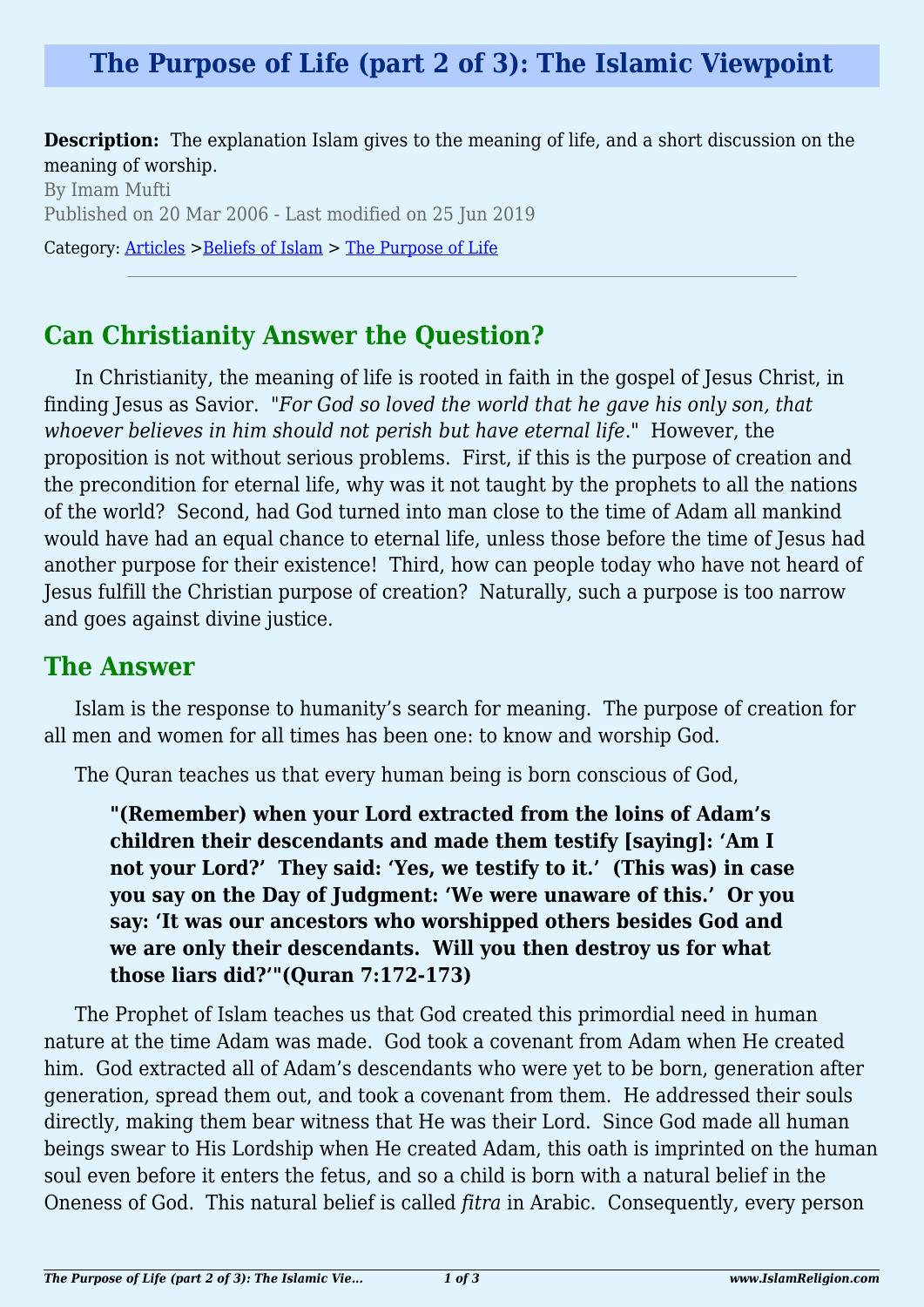# The Purpose of Life (part 2 of 3): The Islamic Viewpoint

**Description:** The explanation Islam gives to the meaning of life, and a short discussion on the meaning of worship.

By Imam Mufti

Published on 20 Mar 2006 - Last modified on 25 Jun 2019

Category: Articles >Beliefs of Islam > The Purpose of Life

---

## Can Christianity Answer the Question?

In Christianity, the meaning of life is rooted in faith in the gospel of Jesus Christ, in finding Jesus as Savior. "*For God so loved the world that he gave his only son, that whoever believes in him should not perish but have eternal life*." However, the proposition is not without serious problems. First, if this is the purpose of creation and the precondition for eternal life, why was it not taught by the prophets to all the nations of the world? Second, had God turned into man close to the time of Adam all mankind would have had an equal chance to eternal life, unless those before the time of Jesus had another purpose for their existence! Third, how can people today who have not heard of Jesus fulfill the Christian purpose of creation? Naturally, such a purpose is too narrow and goes against divine justice.

## The Answer

Islam is the response to humanity's search for meaning. The purpose of creation for all men and women for all times has been one: to know and worship God.

The Quran teaches us that every human being is born conscious of God,

> **"(Remember) when your Lord extracted from the loins of Adam's children their descendants and made them testify [saying]: 'Am I not your Lord?' They said: 'Yes, we testify to it.' (This was) in case you say on the Day of Judgment: 'We were unaware of this.' Or you say: 'It was our ancestors who worshipped others besides God and we are only their descendants. Will you then destroy us for what those liars did?'"(Quran 7:172-173)**

The Prophet of Islam teaches us that God created this primordial need in human nature at the time Adam was made. God took a covenant from Adam when He created him. God extracted all of Adam's descendants who were yet to be born, generation after generation, spread them out, and took a covenant from them. He addressed their souls directly, making them bear witness that He was their Lord. Since God made all human beings swear to His Lordship when He created Adam, this oath is imprinted on the human soul even before it enters the fetus, and so a child is born with a natural belief in the Oneness of God. This natural belief is called *fitra* in Arabic. Consequently, every person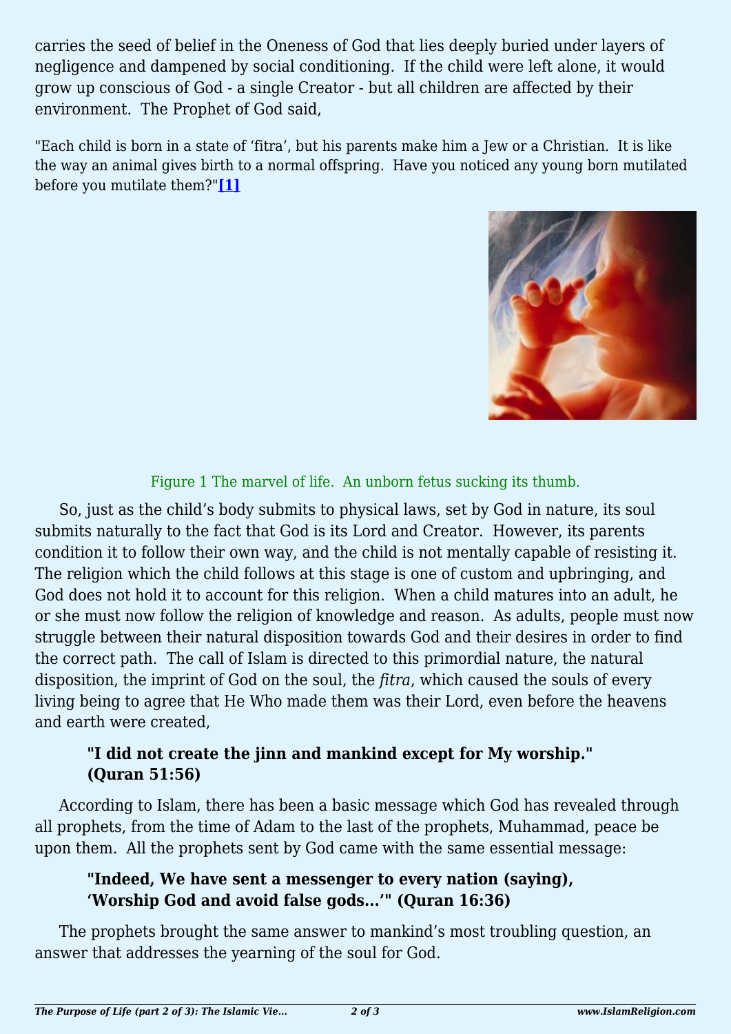carries the seed of belief in the Oneness of God that lies deeply buried under layers of negligence and dampened by social conditioning. If the child were left alone, it would grow up conscious of God - a single Creator - but all children are affected by their environment. The Prophet of God said,

"Each child is born in a state of 'fitra', but his parents make him a Jew or a Christian. It is like the way an animal gives birth to a normal offspring. Have you noticed any young born mutilated before you mutilate them?"**[1]**

Figure 1 The marvel of life. An unborn fetus sucking its thumb.

So, just as the child's body submits to physical laws, set by God in nature, its soul submits naturally to the fact that God is its Lord and Creator. However, its parents condition it to follow their own way, and the child is not mentally capable of resisting it. The religion which the child follows at this stage is one of custom and upbringing, and God does not hold it to account for this religion. When a child matures into an adult, he or she must now follow the religion of knowledge and reason. As adults, people must now struggle between their natural disposition towards God and their desires in order to find the correct path. The call of Islam is directed to this primordial nature, the natural disposition, the imprint of God on the soul, the *fitra*, which caused the souls of every living being to agree that He Who made them was their Lord, even before the heavens and earth were created,

> **"I did not create the jinn and mankind except for My worship." (Quran 51:56)**

According to Islam, there has been a basic message which God has revealed through all prophets, from the time of Adam to the last of the prophets, Muhammad, peace be upon them. All the prophets sent by God came with the same essential message:

> **"Indeed, We have sent a messenger to every nation (saying), 'Worship God and avoid false gods…'" (Quran 16:36)**

The prophets brought the same answer to mankind's most troubling question, an answer that addresses the yearning of the soul for God.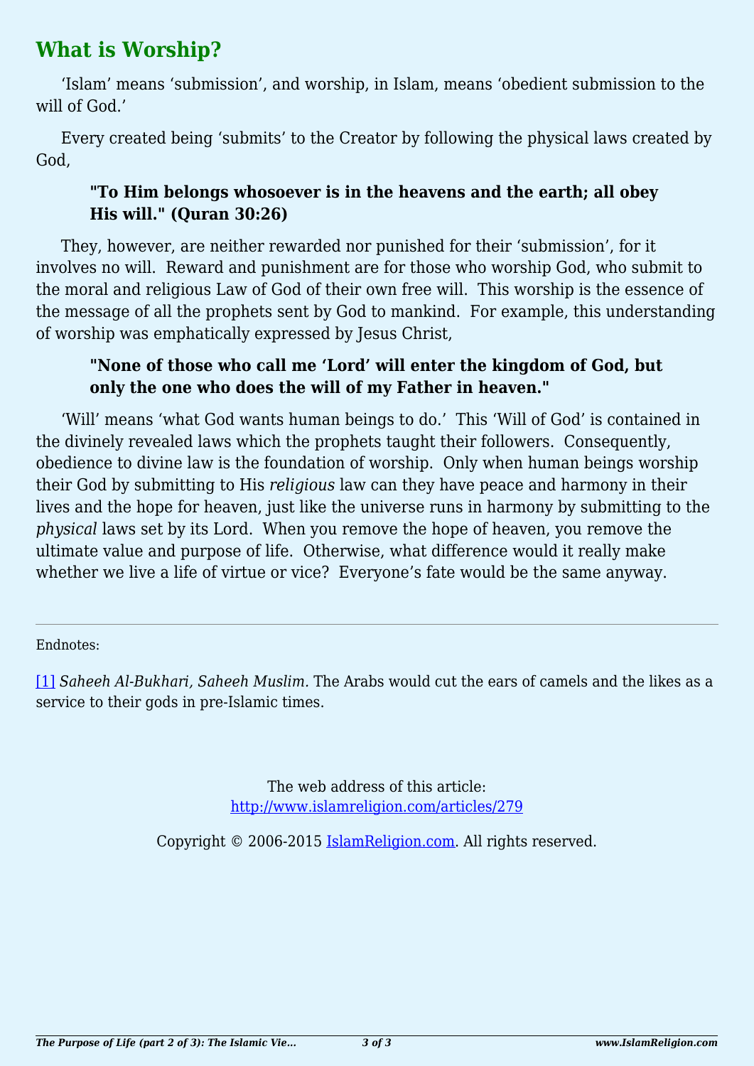## What is Worship?

'Islam' means 'submission', and worship, in Islam, means 'obedient submission to the will of God.'

Every created being 'submits' to the Creator by following the physical laws created by God,

> **"To Him belongs whosoever is in the heavens and the earth; all obey His will." (Quran 30:26)**

They, however, are neither rewarded nor punished for their 'submission', for it involves no will. Reward and punishment are for those who worship God, who submit to the moral and religious Law of God of their own free will. This worship is the essence of the message of all the prophets sent by God to mankind. For example, this understanding of worship was emphatically expressed by Jesus Christ,

> **"None of those who call me 'Lord' will enter the kingdom of God, but only the one who does the will of my Father in heaven."**

'Will' means 'what God wants human beings to do.' This 'Will of God' is contained in the divinely revealed laws which the prophets taught their followers. Consequently, obedience to divine law is the foundation of worship. Only when human beings worship their God by submitting to His *religious* law can they have peace and harmony in their lives and the hope for heaven, just like the universe runs in harmony by submitting to the *physical* laws set by its Lord. When you remove the hope of heaven, you remove the ultimate value and purpose of life. Otherwise, what difference would it really make whether we live a life of virtue or vice? Everyone's fate would be the same anyway.

---

Endnotes:

[1] *Saheeh Al-Bukhari, Saheeh Muslim.* The Arabs would cut the ears of camels and the likes as a service to their gods in pre-Islamic times.

The web address of this article:
http://www.islamreligion.com/articles/279

Copyright © 2006-2015 IslamReligion.com. All rights reserved.